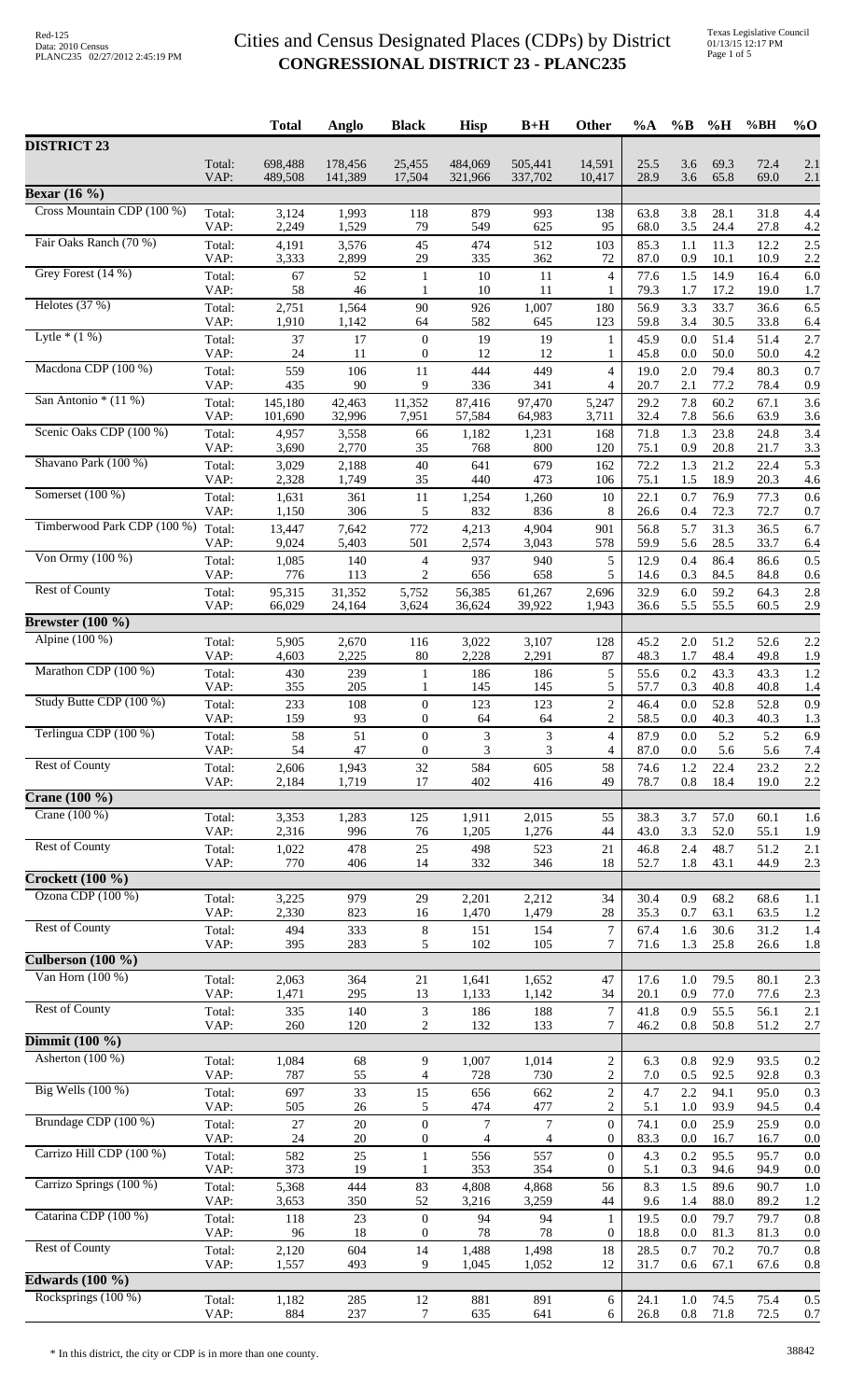# Cities and Census Designated Places (CDPs) by District

## CONGRESSIONAL DISTRICT 23 - PLANC235

| | | Total | Anglo | Black | Hisp | B+H | Other | %A | %B | %H | %BH | %O |
|---|---|---|---|---|---|---|---|---|---|---|---|---|
| **DISTRICT 23** | | | | | | | | | | | | |
| | Total: | 698,488 | 178,456 | 25,455 | 484,069 | 505,441 | 14,591 | 25.5 | 3.6 | 69.3 | 72.4 | 2.1 |
| | VAP: | 489,508 | 141,389 | 17,504 | 321,966 | 337,702 | 10,417 | 28.9 | 3.6 | 65.8 | 69.0 | 2.1 |
| **Bexar (16 %)** | | | | | | | | | | | | |
| Cross Mountain CDP (100 %) | Total: | 3,124 | 1,993 | 118 | 879 | 993 | 138 | 63.8 | 3.8 | 28.1 | 31.8 | 4.4 |
| | VAP: | 2,249 | 1,529 | 79 | 549 | 625 | 95 | 68.0 | 3.5 | 24.4 | 27.8 | 4.2 |
| Fair Oaks Ranch (70 %) | Total: | 4,191 | 3,576 | 45 | 474 | 512 | 103 | 85.3 | 1.1 | 11.3 | 12.2 | 2.5 |
| | VAP: | 3,333 | 2,899 | 29 | 335 | 362 | 72 | 87.0 | 0.9 | 10.1 | 10.9 | 2.2 |
| Grey Forest (14 %) | Total: | 67 | 52 | 1 | 10 | 11 | 4 | 77.6 | 1.5 | 14.9 | 16.4 | 6.0 |
| | VAP: | 58 | 46 | 1 | 10 | 11 | 1 | 79.3 | 1.7 | 17.2 | 19.0 | 1.7 |
| Helotes (37 %) | Total: | 2,751 | 1,564 | 90 | 926 | 1,007 | 180 | 56.9 | 3.3 | 33.7 | 36.6 | 6.5 |
| | VAP: | 1,910 | 1,142 | 64 | 582 | 645 | 123 | 59.8 | 3.4 | 30.5 | 33.8 | 6.4 |
| Lytle * (1 %) | Total: | 37 | 17 | 0 | 19 | 19 | 1 | 45.9 | 0.0 | 51.4 | 51.4 | 2.7 |
| | VAP: | 24 | 11 | 0 | 12 | 12 | 1 | 45.8 | 0.0 | 50.0 | 50.0 | 4.2 |
| Macdona CDP (100 %) | Total: | 559 | 106 | 11 | 444 | 449 | 4 | 19.0 | 2.0 | 79.4 | 80.3 | 0.7 |
| | VAP: | 435 | 90 | 9 | 336 | 341 | 4 | 20.7 | 2.1 | 77.2 | 78.4 | 0.9 |
| San Antonio * (11 %) | Total: | 145,180 | 42,463 | 11,352 | 87,416 | 97,470 | 5,247 | 29.2 | 7.8 | 60.2 | 67.1 | 3.6 |
| | VAP: | 101,690 | 32,996 | 7,951 | 57,584 | 64,983 | 3,711 | 32.4 | 7.8 | 56.6 | 63.9 | 3.6 |
| Scenic Oaks CDP (100 %) | Total: | 4,957 | 3,558 | 66 | 1,182 | 1,231 | 168 | 71.8 | 1.3 | 23.8 | 24.8 | 3.4 |
| | VAP: | 3,690 | 2,770 | 35 | 768 | 800 | 120 | 75.1 | 0.9 | 20.8 | 21.7 | 3.3 |
| Shavano Park (100 %) | Total: | 3,029 | 2,188 | 40 | 641 | 679 | 162 | 72.2 | 1.3 | 21.2 | 22.4 | 5.3 |
| | VAP: | 2,328 | 1,749 | 35 | 440 | 473 | 106 | 75.1 | 1.5 | 18.9 | 20.3 | 4.6 |
| Somerset (100 %) | Total: | 1,631 | 361 | 11 | 1,254 | 1,260 | 10 | 22.1 | 0.7 | 76.9 | 77.3 | 0.6 |
| | VAP: | 1,150 | 306 | 5 | 832 | 836 | 8 | 26.6 | 0.4 | 72.3 | 72.7 | 0.7 |
| Timberwood Park CDP (100 %) | Total: | 13,447 | 7,642 | 772 | 4,213 | 4,904 | 901 | 56.8 | 5.7 | 31.3 | 36.5 | 6.7 |
| | VAP: | 9,024 | 5,403 | 501 | 2,574 | 3,043 | 578 | 59.9 | 5.6 | 28.5 | 33.7 | 6.4 |
| Von Ormy (100 %) | Total: | 1,085 | 140 | 4 | 937 | 940 | 5 | 12.9 | 0.4 | 86.4 | 86.6 | 0.5 |
| | VAP: | 776 | 113 | 2 | 656 | 658 | 5 | 14.6 | 0.3 | 84.5 | 84.8 | 0.6 |
| Rest of County | Total: | 95,315 | 31,352 | 5,752 | 56,385 | 61,267 | 2,696 | 32.9 | 6.0 | 59.2 | 64.3 | 2.8 |
| | VAP: | 66,029 | 24,164 | 3,624 | 36,624 | 39,922 | 1,943 | 36.6 | 5.5 | 55.5 | 60.5 | 2.9 |
| **Brewster (100 %)** | | | | | | | | | | | | |
| Alpine (100 %) | Total: | 5,905 | 2,670 | 116 | 3,022 | 3,107 | 128 | 45.2 | 2.0 | 51.2 | 52.6 | 2.2 |
| | VAP: | 4,603 | 2,225 | 80 | 2,228 | 2,291 | 87 | 48.3 | 1.7 | 48.4 | 49.8 | 1.9 |
| Marathon CDP (100 %) | Total: | 430 | 239 | 1 | 186 | 186 | 5 | 55.6 | 0.2 | 43.3 | 43.3 | 1.2 |
| | VAP: | 355 | 205 | 1 | 145 | 145 | 5 | 57.7 | 0.3 | 40.8 | 40.8 | 1.4 |
| Study Butte CDP (100 %) | Total: | 233 | 108 | 0 | 123 | 123 | 2 | 46.4 | 0.0 | 52.8 | 52.8 | 0.9 |
| | VAP: | 159 | 93 | 0 | 64 | 64 | 2 | 58.5 | 0.0 | 40.3 | 40.3 | 1.3 |
| Terlingua CDP (100 %) | Total: | 58 | 51 | 0 | 3 | 3 | 4 | 87.9 | 0.0 | 5.2 | 5.2 | 6.9 |
| | VAP: | 54 | 47 | 0 | 3 | 3 | 4 | 87.0 | 0.0 | 5.6 | 5.6 | 7.4 |
| Rest of County | Total: | 2,606 | 1,943 | 32 | 584 | 605 | 58 | 74.6 | 1.2 | 22.4 | 23.2 | 2.2 |
| | VAP: | 2,184 | 1,719 | 17 | 402 | 416 | 49 | 78.7 | 0.8 | 18.4 | 19.0 | 2.2 |
| **Crane (100 %)** | | | | | | | | | | | | |
| Crane (100 %) | Total: | 3,353 | 1,283 | 125 | 1,911 | 2,015 | 55 | 38.3 | 3.7 | 57.0 | 60.1 | 1.6 |
| | VAP: | 2,316 | 996 | 76 | 1,205 | 1,276 | 44 | 43.0 | 3.3 | 52.0 | 55.1 | 1.9 |
| Rest of County | Total: | 1,022 | 478 | 25 | 498 | 523 | 21 | 46.8 | 2.4 | 48.7 | 51.2 | 2.1 |
| | VAP: | 770 | 406 | 14 | 332 | 346 | 18 | 52.7 | 1.8 | 43.1 | 44.9 | 2.3 |
| **Crockett (100 %)** | | | | | | | | | | | | |
| Ozona CDP (100 %) | Total: | 3,225 | 979 | 29 | 2,201 | 2,212 | 34 | 30.4 | 0.9 | 68.2 | 68.6 | 1.1 |
| | VAP: | 2,330 | 823 | 16 | 1,470 | 1,479 | 28 | 35.3 | 0.7 | 63.1 | 63.5 | 1.2 |
| Rest of County | Total: | 494 | 333 | 8 | 151 | 154 | 7 | 67.4 | 1.6 | 30.6 | 31.2 | 1.4 |
| | VAP: | 395 | 283 | 5 | 102 | 105 | 7 | 71.6 | 1.3 | 25.8 | 26.6 | 1.8 |
| **Culberson (100 %)** | | | | | | | | | | | | |
| Van Horn (100 %) | Total: | 2,063 | 364 | 21 | 1,641 | 1,652 | 47 | 17.6 | 1.0 | 79.5 | 80.1 | 2.3 |
| | VAP: | 1,471 | 295 | 13 | 1,133 | 1,142 | 34 | 20.1 | 0.9 | 77.0 | 77.6 | 2.3 |
| Rest of County | Total: | 335 | 140 | 3 | 186 | 188 | 7 | 41.8 | 0.9 | 55.5 | 56.1 | 2.1 |
| | VAP: | 260 | 120 | 2 | 132 | 133 | 7 | 46.2 | 0.8 | 50.8 | 51.2 | 2.7 |
| **Dimmit (100 %)** | | | | | | | | | | | | |
| Asherton (100 %) | Total: | 1,084 | 68 | 9 | 1,007 | 1,014 | 2 | 6.3 | 0.8 | 92.9 | 93.5 | 0.2 |
| | VAP: | 787 | 55 | 4 | 728 | 730 | 2 | 7.0 | 0.5 | 92.5 | 92.8 | 0.3 |
| Big Wells (100 %) | Total: | 697 | 33 | 15 | 656 | 662 | 2 | 4.7 | 2.2 | 94.1 | 95.0 | 0.3 |
| | VAP: | 505 | 26 | 5 | 474 | 477 | 2 | 5.1 | 1.0 | 93.9 | 94.5 | 0.4 |
| Brundage CDP (100 %) | Total: | 27 | 20 | 0 | 7 | 7 | 0 | 74.1 | 0.0 | 25.9 | 25.9 | 0.0 |
| | VAP: | 24 | 20 | 0 | 4 | 4 | 0 | 83.3 | 0.0 | 16.7 | 16.7 | 0.0 |
| Carrizo Hill CDP (100 %) | Total: | 582 | 25 | 1 | 556 | 557 | 0 | 4.3 | 0.2 | 95.5 | 95.7 | 0.0 |
| | VAP: | 373 | 19 | 1 | 353 | 354 | 0 | 5.1 | 0.3 | 94.6 | 94.9 | 0.0 |
| Carrizo Springs (100 %) | Total: | 5,368 | 444 | 83 | 4,808 | 4,868 | 56 | 8.3 | 1.5 | 89.6 | 90.7 | 1.0 |
| | VAP: | 3,653 | 350 | 52 | 3,216 | 3,259 | 44 | 9.6 | 1.4 | 88.0 | 89.2 | 1.2 |
| Catarina CDP (100 %) | Total: | 118 | 23 | 0 | 94 | 94 | 1 | 19.5 | 0.0 | 79.7 | 79.7 | 0.8 |
| | VAP: | 96 | 18 | 0 | 78 | 78 | 0 | 18.8 | 0.0 | 81.3 | 81.3 | 0.0 |
| Rest of County | Total: | 2,120 | 604 | 14 | 1,488 | 1,498 | 18 | 28.5 | 0.7 | 70.2 | 70.7 | 0.8 |
| | VAP: | 1,557 | 493 | 9 | 1,045 | 1,052 | 12 | 31.7 | 0.6 | 67.1 | 67.6 | 0.8 |
| **Edwards (100 %)** | | | | | | | | | | | | |
| Rocksprings (100 %) | Total: | 1,182 | 285 | 12 | 881 | 891 | 6 | 24.1 | 1.0 | 74.5 | 75.4 | 0.5 |
| | VAP: | 884 | 237 | 7 | 635 | 641 | 6 | 26.8 | 0.8 | 71.8 | 72.5 | 0.7 |

* In this district, the city or CDP is in more than one county.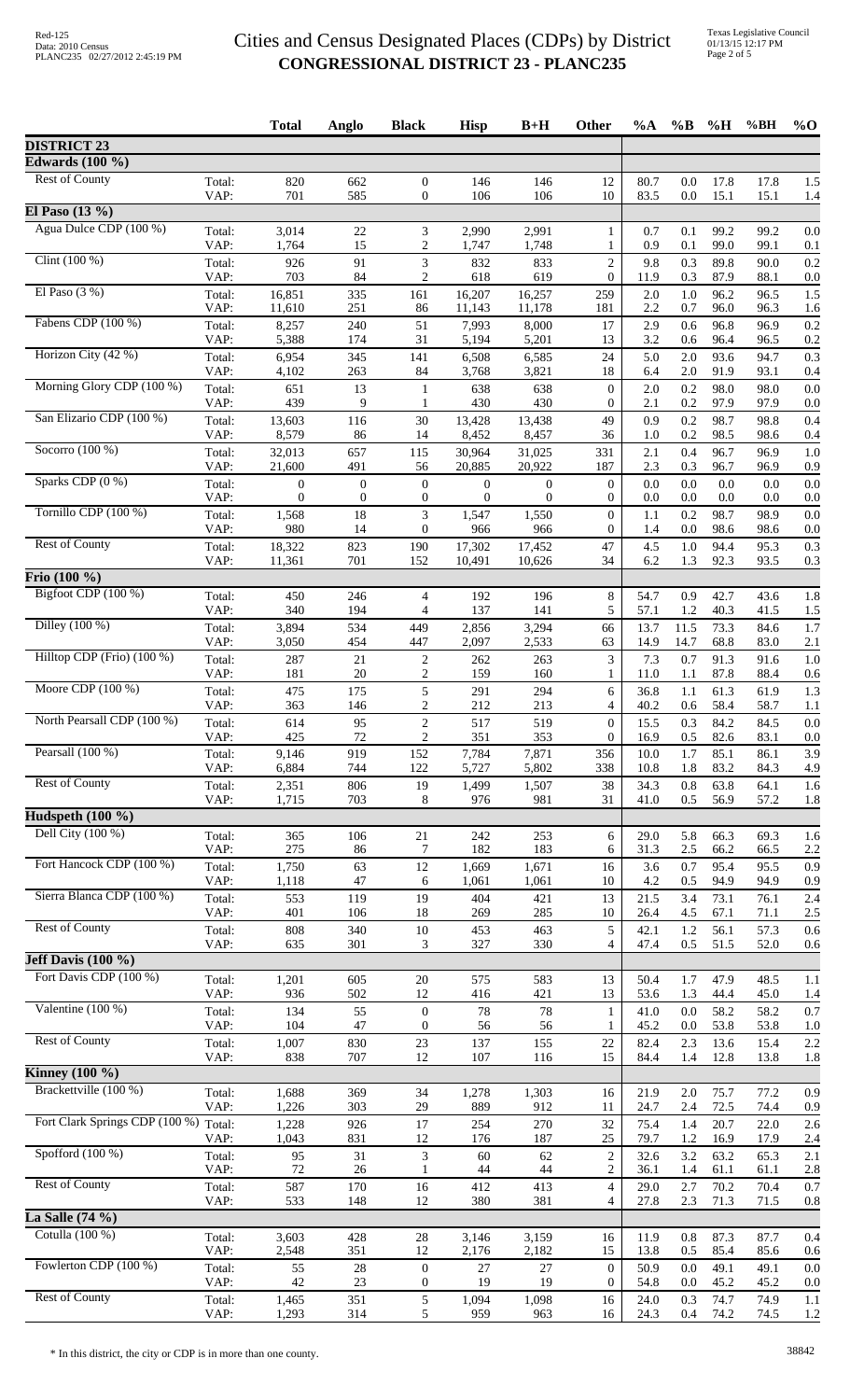# Cities and Census Designated Places (CDPs) by District
## CONGRESSIONAL DISTRICT 23 - PLANC235

Red-125
Data: 2010 Census
PLANC235 02/27/2012 2:45:19 PM

Texas Legislative Council
01/13/15 12:17 PM

| | | Total | Anglo | Black | Hisp | B+H | Other | %A | %B | %H | %BH | %O |
|---|---|---|---|---|---|---|---|---|---|---|---|---|
| **DISTRICT 23** | | | | | | | | | | | | |
| **Edwards (100 %)** | | | | | | | | | | | | |
| Rest of County | Total: | 820 | 662 | 0 | 146 | 146 | 12 | 80.7 | 0.0 | 17.8 | 17.8 | 1.5 |
| | VAP: | 701 | 585 | 0 | 106 | 106 | 10 | 83.5 | 0.0 | 15.1 | 15.1 | 1.4 |
| **El Paso (13 %)** | | | | | | | | | | | | |
| Agua Dulce CDP (100 %) | Total: | 3,014 | 22 | 3 | 2,990 | 2,991 | 1 | 0.7 | 0.1 | 99.2 | 99.2 | 0.0 |
| | VAP: | 1,764 | 15 | 2 | 1,747 | 1,748 | 1 | 0.9 | 0.1 | 99.0 | 99.1 | 0.1 |
| Clint (100 %) | Total: | 926 | 91 | 3 | 832 | 833 | 2 | 9.8 | 0.3 | 89.8 | 90.0 | 0.2 |
| | VAP: | 703 | 84 | 2 | 618 | 619 | 0 | 11.9 | 0.3 | 87.9 | 88.1 | 0.0 |
| El Paso (3 %) | Total: | 16,851 | 335 | 161 | 16,207 | 16,257 | 259 | 2.0 | 1.0 | 96.2 | 96.5 | 1.5 |
| | VAP: | 11,610 | 251 | 86 | 11,143 | 11,178 | 181 | 2.2 | 0.7 | 96.0 | 96.3 | 1.6 |
| Fabens CDP (100 %) | Total: | 8,257 | 240 | 51 | 7,993 | 8,000 | 17 | 2.9 | 0.6 | 96.8 | 96.9 | 0.2 |
| | VAP: | 5,388 | 174 | 31 | 5,194 | 5,201 | 13 | 3.2 | 0.6 | 96.4 | 96.5 | 0.2 |
| Horizon City (42 %) | Total: | 6,954 | 345 | 141 | 6,508 | 6,585 | 24 | 5.0 | 2.0 | 93.6 | 94.7 | 0.3 |
| | VAP: | 4,102 | 263 | 84 | 3,768 | 3,821 | 18 | 6.4 | 2.0 | 91.9 | 93.1 | 0.4 |
| Morning Glory CDP (100 %) | Total: | 651 | 13 | 1 | 638 | 638 | 0 | 2.0 | 0.2 | 98.0 | 98.0 | 0.0 |
| | VAP: | 439 | 9 | 1 | 430 | 430 | 0 | 2.1 | 0.2 | 97.9 | 97.9 | 0.0 |
| San Elizario CDP (100 %) | Total: | 13,603 | 116 | 30 | 13,428 | 13,438 | 49 | 0.9 | 0.2 | 98.7 | 98.8 | 0.4 |
| | VAP: | 8,579 | 86 | 14 | 8,452 | 8,457 | 36 | 1.0 | 0.2 | 98.5 | 98.6 | 0.4 |
| Socorro (100 %) | Total: | 32,013 | 657 | 115 | 30,964 | 31,025 | 331 | 2.1 | 0.4 | 96.7 | 96.9 | 1.0 |
| | VAP: | 21,600 | 491 | 56 | 20,885 | 20,922 | 187 | 2.3 | 0.3 | 96.7 | 96.9 | 0.9 |
| Sparks CDP (0 %) | Total: | 0 | 0 | 0 | 0 | 0 | 0 | 0.0 | 0.0 | 0.0 | 0.0 | 0.0 |
| | VAP: | 0 | 0 | 0 | 0 | 0 | 0 | 0.0 | 0.0 | 0.0 | 0.0 | 0.0 |
| Tornillo CDP (100 %) | Total: | 1,568 | 18 | 3 | 1,547 | 1,550 | 0 | 1.1 | 0.2 | 98.7 | 98.9 | 0.0 |
| | VAP: | 980 | 14 | 0 | 966 | 966 | 0 | 1.4 | 0.0 | 98.6 | 98.6 | 0.0 |
| Rest of County | Total: | 18,322 | 823 | 190 | 17,302 | 17,452 | 47 | 4.5 | 1.0 | 94.4 | 95.3 | 0.3 |
| | VAP: | 11,361 | 701 | 152 | 10,491 | 10,626 | 34 | 6.2 | 1.3 | 92.3 | 93.5 | 0.3 |
| **Frio (100 %)** | | | | | | | | | | | | |
| Bigfoot CDP (100 %) | Total: | 450 | 246 | 4 | 192 | 196 | 8 | 54.7 | 0.9 | 42.7 | 43.6 | 1.8 |
| | VAP: | 340 | 194 | 4 | 137 | 141 | 5 | 57.1 | 1.2 | 40.3 | 41.5 | 1.5 |
| Dilley (100 %) | Total: | 3,894 | 534 | 449 | 2,856 | 3,294 | 66 | 13.7 | 11.5 | 73.3 | 84.6 | 1.7 |
| | VAP: | 3,050 | 454 | 447 | 2,097 | 2,533 | 63 | 14.9 | 14.7 | 68.8 | 83.0 | 2.1 |
| Hilltop CDP (Frio) (100 %) | Total: | 287 | 21 | 2 | 262 | 263 | 3 | 7.3 | 0.7 | 91.3 | 91.6 | 1.0 |
| | VAP: | 181 | 20 | 2 | 159 | 160 | 1 | 11.0 | 1.1 | 87.8 | 88.4 | 0.6 |
| Moore CDP (100 %) | Total: | 475 | 175 | 5 | 291 | 294 | 6 | 36.8 | 1.1 | 61.3 | 61.9 | 1.3 |
| | VAP: | 363 | 146 | 2 | 212 | 213 | 4 | 40.2 | 0.6 | 58.4 | 58.7 | 1.1 |
| North Pearsall CDP (100 %) | Total: | 614 | 95 | 2 | 517 | 519 | 0 | 15.5 | 0.3 | 84.2 | 84.5 | 0.0 |
| | VAP: | 425 | 72 | 2 | 351 | 353 | 0 | 16.9 | 0.5 | 82.6 | 83.1 | 0.0 |
| Pearsall (100 %) | Total: | 9,146 | 919 | 152 | 7,784 | 7,871 | 356 | 10.0 | 1.7 | 85.1 | 86.1 | 3.9 |
| | VAP: | 6,884 | 744 | 122 | 5,727 | 5,802 | 338 | 10.8 | 1.8 | 83.2 | 84.3 | 4.9 |
| Rest of County | Total: | 2,351 | 806 | 19 | 1,499 | 1,507 | 38 | 34.3 | 0.8 | 63.8 | 64.1 | 1.6 |
| | VAP: | 1,715 | 703 | 8 | 976 | 981 | 31 | 41.0 | 0.5 | 56.9 | 57.2 | 1.8 |
| **Hudspeth (100 %)** | | | | | | | | | | | | |
| Dell City (100 %) | Total: | 365 | 106 | 21 | 242 | 253 | 6 | 29.0 | 5.8 | 66.3 | 69.3 | 1.6 |
| | VAP: | 275 | 86 | 7 | 182 | 183 | 6 | 31.3 | 2.5 | 66.2 | 66.5 | 2.2 |
| Fort Hancock CDP (100 %) | Total: | 1,750 | 63 | 12 | 1,669 | 1,671 | 16 | 3.6 | 0.7 | 95.4 | 95.5 | 0.9 |
| | VAP: | 1,118 | 47 | 6 | 1,061 | 1,061 | 10 | 4.2 | 0.5 | 94.9 | 94.9 | 0.9 |
| Sierra Blanca CDP (100 %) | Total: | 553 | 119 | 19 | 404 | 421 | 13 | 21.5 | 3.4 | 73.1 | 76.1 | 2.4 |
| | VAP: | 401 | 106 | 18 | 269 | 285 | 10 | 26.4 | 4.5 | 67.1 | 71.1 | 2.5 |
| Rest of County | Total: | 808 | 340 | 10 | 453 | 463 | 5 | 42.1 | 1.2 | 56.1 | 57.3 | 0.6 |
| | VAP: | 635 | 301 | 3 | 327 | 330 | 4 | 47.4 | 0.5 | 51.5 | 52.0 | 0.6 |
| **Jeff Davis (100 %)** | | | | | | | | | | | | |
| Fort Davis CDP (100 %) | Total: | 1,201 | 605 | 20 | 575 | 583 | 13 | 50.4 | 1.7 | 47.9 | 48.5 | 1.1 |
| | VAP: | 936 | 502 | 12 | 416 | 421 | 13 | 53.6 | 1.3 | 44.4 | 45.0 | 1.4 |
| Valentine (100 %) | Total: | 134 | 55 | 0 | 78 | 78 | 1 | 41.0 | 0.0 | 58.2 | 58.2 | 0.7 |
| | VAP: | 104 | 47 | 0 | 56 | 56 | 1 | 45.2 | 0.0 | 53.8 | 53.8 | 1.0 |
| Rest of County | Total: | 1,007 | 830 | 23 | 137 | 155 | 22 | 82.4 | 2.3 | 13.6 | 15.4 | 2.2 |
| | VAP: | 838 | 707 | 12 | 107 | 116 | 15 | 84.4 | 1.4 | 12.8 | 13.8 | 1.8 |
| **Kinney (100 %)** | | | | | | | | | | | | |
| Brackettville (100 %) | Total: | 1,688 | 369 | 34 | 1,278 | 1,303 | 16 | 21.9 | 2.0 | 75.7 | 77.2 | 0.9 |
| | VAP: | 1,226 | 303 | 29 | 889 | 912 | 11 | 24.7 | 2.4 | 72.5 | 74.4 | 0.9 |
| Fort Clark Springs CDP (100 %) | Total: | 1,228 | 926 | 17 | 254 | 270 | 32 | 75.4 | 1.4 | 20.7 | 22.0 | 2.6 |
| | VAP: | 1,043 | 831 | 12 | 176 | 187 | 25 | 79.7 | 1.2 | 16.9 | 17.9 | 2.4 |
| Spofford (100 %) | Total: | 95 | 31 | 3 | 60 | 62 | 2 | 32.6 | 3.2 | 63.2 | 65.3 | 2.1 |
| | VAP: | 72 | 26 | 1 | 44 | 44 | 2 | 36.1 | 1.4 | 61.1 | 61.1 | 2.8 |
| Rest of County | Total: | 587 | 170 | 16 | 412 | 413 | 4 | 29.0 | 2.7 | 70.2 | 70.4 | 0.7 |
| | VAP: | 533 | 148 | 12 | 380 | 381 | 4 | 27.8 | 2.3 | 71.3 | 71.5 | 0.8 |
| **La Salle (74 %)** | | | | | | | | | | | | |
| Cotulla (100 %) | Total: | 3,603 | 428 | 28 | 3,146 | 3,159 | 16 | 11.9 | 0.8 | 87.3 | 87.7 | 0.4 |
| | VAP: | 2,548 | 351 | 12 | 2,176 | 2,182 | 15 | 13.8 | 0.5 | 85.4 | 85.6 | 0.6 |
| Fowlerton CDP (100 %) | Total: | 55 | 28 | 0 | 27 | 27 | 0 | 50.9 | 0.0 | 49.1 | 49.1 | 0.0 |
| | VAP: | 42 | 23 | 0 | 19 | 19 | 0 | 54.8 | 0.0 | 45.2 | 45.2 | 0.0 |
| Rest of County | Total: | 1,465 | 351 | 5 | 1,094 | 1,098 | 16 | 24.0 | 0.3 | 74.7 | 74.9 | 1.1 |
| | VAP: | 1,293 | 314 | 5 | 959 | 963 | 16 | 24.3 | 0.4 | 74.2 | 74.5 | 1.2 |

\* In this district, the city or CDP is in more than one county.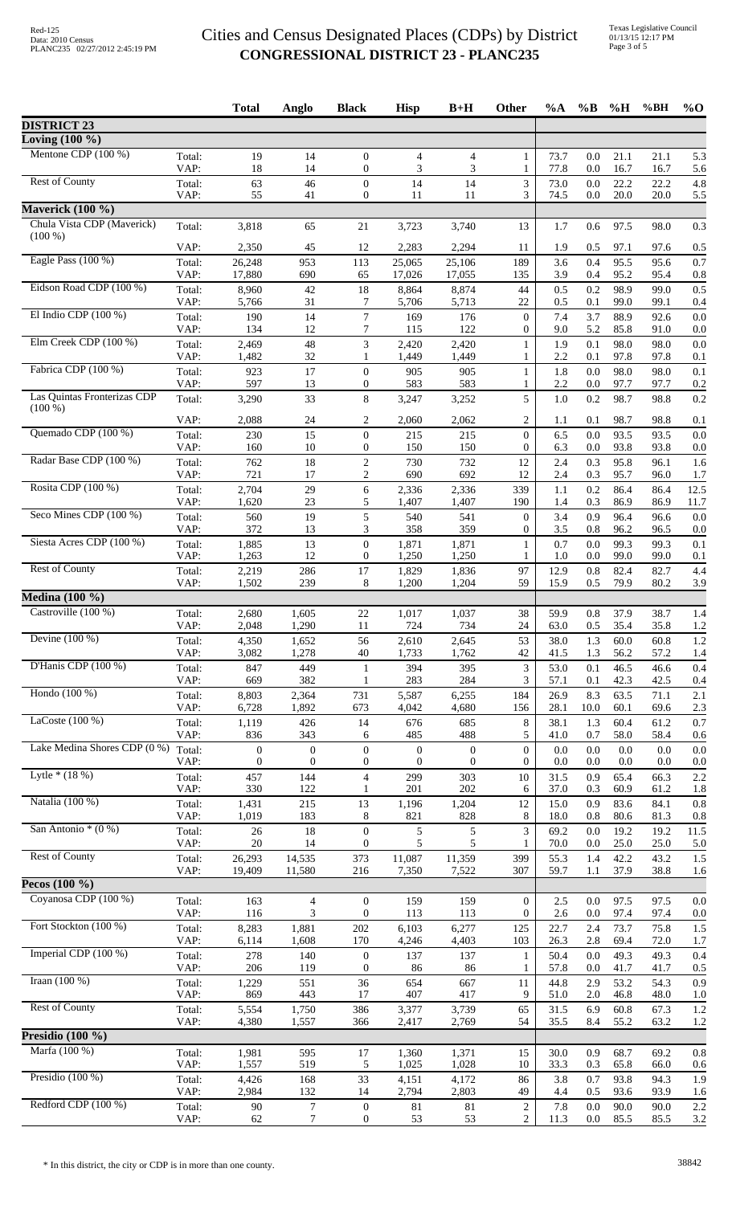# Cities and Census Designated Places (CDPs) by District
## CONGRESSIONAL DISTRICT 23 - PLANC235

| | | Total | Anglo | Black | Hisp | B+H | Other | %A | %B | %H | %BH | %O |
|---|---|---|---|---|---|---|---|---|---|---|---|---|
| **DISTRICT 23** | | | | | | | | | | | | |
| **Loving (100 %)** | | | | | | | | | | | | |
| Mentone CDP (100 %) | Total: | 19 | 14 | 0 | 4 | 4 | 1 | 73.7 | 0.0 | 21.1 | 21.1 | 5.3 |
| | VAP: | 18 | 14 | 0 | 3 | 3 | 1 | 77.8 | 0.0 | 16.7 | 16.7 | 5.6 |
| Rest of County | Total: | 63 | 46 | 0 | 14 | 14 | 3 | 73.0 | 0.0 | 22.2 | 22.2 | 4.8 |
| | VAP: | 55 | 41 | 0 | 11 | 11 | 3 | 74.5 | 0.0 | 20.0 | 20.0 | 5.5 |
| **Maverick (100 %)** | | | | | | | | | | | | |
| Chula Vista CDP (Maverick) (100 %) | Total: | 3,818 | 65 | 21 | 3,723 | 3,740 | 13 | 1.7 | 0.6 | 97.5 | 98.0 | 0.3 |
| | VAP: | 2,350 | 45 | 12 | 2,283 | 2,294 | 11 | 1.9 | 0.5 | 97.1 | 97.6 | 0.5 |
| Eagle Pass (100 %) | Total: | 26,248 | 953 | 113 | 25,065 | 25,106 | 189 | 3.6 | 0.4 | 95.5 | 95.6 | 0.7 |
| | VAP: | 17,880 | 690 | 65 | 17,026 | 17,055 | 135 | 3.9 | 0.4 | 95.2 | 95.4 | 0.8 |
| Eidson Road CDP (100 %) | Total: | 8,960 | 42 | 18 | 8,864 | 8,874 | 44 | 0.5 | 0.2 | 98.9 | 99.0 | 0.5 |
| | VAP: | 5,766 | 31 | 7 | 5,706 | 5,713 | 22 | 0.5 | 0.1 | 99.0 | 99.1 | 0.4 |
| El Indio CDP (100 %) | Total: | 190 | 14 | 7 | 169 | 176 | 0 | 7.4 | 3.7 | 88.9 | 92.6 | 0.0 |
| | VAP: | 134 | 12 | 7 | 115 | 122 | 0 | 9.0 | 5.2 | 85.8 | 91.0 | 0.0 |
| Elm Creek CDP (100 %) | Total: | 2,469 | 48 | 3 | 2,420 | 2,420 | 1 | 1.9 | 0.1 | 98.0 | 98.0 | 0.0 |
| | VAP: | 1,482 | 32 | 1 | 1,449 | 1,449 | 1 | 2.2 | 0.1 | 97.8 | 97.8 | 0.1 |
| Fabrica CDP (100 %) | Total: | 923 | 17 | 0 | 905 | 905 | 1 | 1.8 | 0.0 | 98.0 | 98.0 | 0.1 |
| | VAP: | 597 | 13 | 0 | 583 | 583 | 1 | 2.2 | 0.0 | 97.7 | 97.7 | 0.2 |
| Las Quintas Fronterizas CDP (100 %) | Total: | 3,290 | 33 | 8 | 3,247 | 3,252 | 5 | 1.0 | 0.2 | 98.7 | 98.8 | 0.2 |
| | VAP: | 2,088 | 24 | 2 | 2,060 | 2,062 | 2 | 1.1 | 0.1 | 98.7 | 98.8 | 0.1 |
| Quemado CDP (100 %) | Total: | 230 | 15 | 0 | 215 | 215 | 0 | 6.5 | 0.0 | 93.5 | 93.5 | 0.0 |
| | VAP: | 160 | 10 | 0 | 150 | 150 | 0 | 6.3 | 0.0 | 93.8 | 93.8 | 0.0 |
| Radar Base CDP (100 %) | Total: | 762 | 18 | 2 | 730 | 732 | 12 | 2.4 | 0.3 | 95.8 | 96.1 | 1.6 |
| | VAP: | 721 | 17 | 2 | 690 | 692 | 12 | 2.4 | 0.3 | 95.7 | 96.0 | 1.7 |
| Rosita CDP (100 %) | Total: | 2,704 | 29 | 6 | 2,336 | 2,336 | 339 | 1.1 | 0.2 | 86.4 | 86.4 | 12.5 |
| | VAP: | 1,620 | 23 | 5 | 1,407 | 1,407 | 190 | 1.4 | 0.3 | 86.9 | 86.9 | 11.7 |
| Seco Mines CDP (100 %) | Total: | 560 | 19 | 5 | 540 | 541 | 0 | 3.4 | 0.9 | 96.4 | 96.6 | 0.0 |
| | VAP: | 372 | 13 | 3 | 358 | 359 | 0 | 3.5 | 0.8 | 96.2 | 96.5 | 0.0 |
| Siesta Acres CDP (100 %) | Total: | 1,885 | 13 | 0 | 1,871 | 1,871 | 1 | 0.7 | 0.0 | 99.3 | 99.3 | 0.1 |
| | VAP: | 1,263 | 12 | 0 | 1,250 | 1,250 | 1 | 1.0 | 0.0 | 99.0 | 99.0 | 0.1 |
| Rest of County | Total: | 2,219 | 286 | 17 | 1,829 | 1,836 | 97 | 12.9 | 0.8 | 82.4 | 82.7 | 4.4 |
| | VAP: | 1,502 | 239 | 8 | 1,200 | 1,204 | 59 | 15.9 | 0.5 | 79.9 | 80.2 | 3.9 |
| **Medina (100 %)** | | | | | | | | | | | | |
| Castroville (100 %) | Total: | 2,680 | 1,605 | 22 | 1,017 | 1,037 | 38 | 59.9 | 0.8 | 37.9 | 38.7 | 1.4 |
| | VAP: | 2,048 | 1,290 | 11 | 724 | 734 | 24 | 63.0 | 0.5 | 35.4 | 35.8 | 1.2 |
| Devine (100 %) | Total: | 4,350 | 1,652 | 56 | 2,610 | 2,645 | 53 | 38.0 | 1.3 | 60.0 | 60.8 | 1.2 |
| | VAP: | 3,082 | 1,278 | 40 | 1,733 | 1,762 | 42 | 41.5 | 1.3 | 56.2 | 57.2 | 1.4 |
| D'Hanis CDP (100 %) | Total: | 847 | 449 | 1 | 394 | 395 | 3 | 53.0 | 0.1 | 46.5 | 46.6 | 0.4 |
| | VAP: | 669 | 382 | 1 | 283 | 284 | 3 | 57.1 | 0.1 | 42.3 | 42.5 | 0.4 |
| Hondo (100 %) | Total: | 8,803 | 2,364 | 731 | 5,587 | 6,255 | 184 | 26.9 | 8.3 | 63.5 | 71.1 | 2.1 |
| | VAP: | 6,728 | 1,892 | 673 | 4,042 | 4,680 | 156 | 28.1 | 10.0 | 60.1 | 69.6 | 2.3 |
| LaCoste (100 %) | Total: | 1,119 | 426 | 14 | 676 | 685 | 8 | 38.1 | 1.3 | 60.4 | 61.2 | 0.7 |
| | VAP: | 836 | 343 | 6 | 485 | 488 | 5 | 41.0 | 0.7 | 58.0 | 58.4 | 0.6 |
| Lake Medina Shores CDP (0 %) | Total: | 0 | 0 | 0 | 0 | 0 | 0 | 0.0 | 0.0 | 0.0 | 0.0 | 0.0 |
| | VAP: | 0 | 0 | 0 | 0 | 0 | 0 | 0.0 | 0.0 | 0.0 | 0.0 | 0.0 |
| Lytle * (18 %) | Total: | 457 | 144 | 4 | 299 | 303 | 10 | 31.5 | 0.9 | 65.4 | 66.3 | 2.2 |
| | VAP: | 330 | 122 | 1 | 201 | 202 | 6 | 37.0 | 0.3 | 60.9 | 61.2 | 1.8 |
| Natalia (100 %) | Total: | 1,431 | 215 | 13 | 1,196 | 1,204 | 12 | 15.0 | 0.9 | 83.6 | 84.1 | 0.8 |
| | VAP: | 1,019 | 183 | 8 | 821 | 828 | 8 | 18.0 | 0.8 | 80.6 | 81.3 | 0.8 |
| San Antonio * (0 %) | Total: | 26 | 18 | 0 | 5 | 5 | 3 | 69.2 | 0.0 | 19.2 | 19.2 | 11.5 |
| | VAP: | 20 | 14 | 0 | 5 | 5 | 1 | 70.0 | 0.0 | 25.0 | 25.0 | 5.0 |
| Rest of County | Total: | 26,293 | 14,535 | 373 | 11,087 | 11,359 | 399 | 55.3 | 1.4 | 42.2 | 43.2 | 1.5 |
| | VAP: | 19,409 | 11,580 | 216 | 7,350 | 7,522 | 307 | 59.7 | 1.1 | 37.9 | 38.8 | 1.6 |
| **Pecos (100 %)** | | | | | | | | | | | | |
| Coyanosa CDP (100 %) | Total: | 163 | 4 | 0 | 159 | 159 | 0 | 2.5 | 0.0 | 97.5 | 97.5 | 0.0 |
| | VAP: | 116 | 3 | 0 | 113 | 113 | 0 | 2.6 | 0.0 | 97.4 | 97.4 | 0.0 |
| Fort Stockton (100 %) | Total: | 8,283 | 1,881 | 202 | 6,103 | 6,277 | 125 | 22.7 | 2.4 | 73.7 | 75.8 | 1.5 |
| | VAP: | 6,114 | 1,608 | 170 | 4,246 | 4,403 | 103 | 26.3 | 2.8 | 69.4 | 72.0 | 1.7 |
| Imperial CDP (100 %) | Total: | 278 | 140 | 0 | 137 | 137 | 1 | 50.4 | 0.0 | 49.3 | 49.3 | 0.4 |
| | VAP: | 206 | 119 | 0 | 86 | 86 | 1 | 57.8 | 0.0 | 41.7 | 41.7 | 0.5 |
| Iraan (100 %) | Total: | 1,229 | 551 | 36 | 654 | 667 | 11 | 44.8 | 2.9 | 53.2 | 54.3 | 0.9 |
| | VAP: | 869 | 443 | 17 | 407 | 417 | 9 | 51.0 | 2.0 | 46.8 | 48.0 | 1.0 |
| Rest of County | Total: | 5,554 | 1,750 | 386 | 3,377 | 3,739 | 65 | 31.5 | 6.9 | 60.8 | 67.3 | 1.2 |
| | VAP: | 4,380 | 1,557 | 366 | 2,417 | 2,769 | 54 | 35.5 | 8.4 | 55.2 | 63.2 | 1.2 |
| **Presidio (100 %)** | | | | | | | | | | | | |
| Marfa (100 %) | Total: | 1,981 | 595 | 17 | 1,360 | 1,371 | 15 | 30.0 | 0.9 | 68.7 | 69.2 | 0.8 |
| | VAP: | 1,557 | 519 | 5 | 1,025 | 1,028 | 10 | 33.3 | 0.3 | 65.8 | 66.0 | 0.6 |
| Presidio (100 %) | Total: | 4,426 | 168 | 33 | 4,151 | 4,172 | 86 | 3.8 | 0.7 | 93.8 | 94.3 | 1.9 |
| | VAP: | 2,984 | 132 | 14 | 2,794 | 2,803 | 49 | 4.4 | 0.5 | 93.6 | 93.9 | 1.6 |
| Redford CDP (100 %) | Total: | 90 | 7 | 0 | 81 | 81 | 2 | 7.8 | 0.0 | 90.0 | 90.0 | 2.2 |
| | VAP: | 62 | 7 | 0 | 53 | 53 | 2 | 11.3 | 0.0 | 85.5 | 85.5 | 3.2 |

\* In this district, the city or CDP is in more than one county.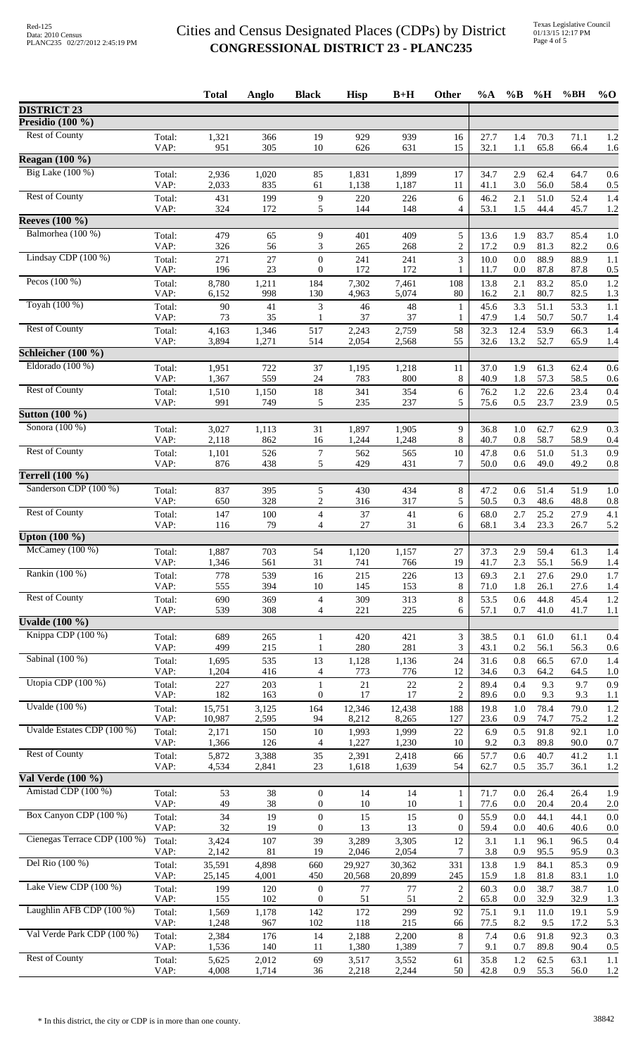# Cities and Census Designated Places (CDPs) by District
## CONGRESSIONAL DISTRICT 23 - PLANC235

Red-125
Data: 2010 Census
PLANC235 02/27/2012 2:45:19 PM

Texas Legislative Council
01/13/15 12:17 PM

| | | Total | Anglo | Black | Hisp | B+H | Other | %A | %B | %H | %BH | %O |
|---|---|---|---|---|---|---|---|---|---|---|---|---|
| **DISTRICT 23** | | | | | | | | | | | | |
| **Presidio (100 %)** | | | | | | | | | | | | |
| Rest of County | Total: | 1,321 | 366 | 19 | 929 | 939 | 16 | 27.7 | 1.4 | 70.3 | 71.1 | 1.2 |
| | VAP: | 951 | 305 | 10 | 626 | 631 | 15 | 32.1 | 1.1 | 65.8 | 66.4 | 1.6 |
| **Reagan (100 %)** | | | | | | | | | | | | |
| Big Lake (100 %) | Total: | 2,936 | 1,020 | 85 | 1,831 | 1,899 | 17 | 34.7 | 2.9 | 62.4 | 64.7 | 0.6 |
| | VAP: | 2,033 | 835 | 61 | 1,138 | 1,187 | 11 | 41.1 | 3.0 | 56.0 | 58.4 | 0.5 |
| Rest of County | Total: | 431 | 199 | 9 | 220 | 226 | 6 | 46.2 | 2.1 | 51.0 | 52.4 | 1.4 |
| | VAP: | 324 | 172 | 5 | 144 | 148 | 4 | 53.1 | 1.5 | 44.4 | 45.7 | 1.2 |
| **Reeves (100 %)** | | | | | | | | | | | | |
| Balmorhea (100 %) | Total: | 479 | 65 | 9 | 401 | 409 | 5 | 13.6 | 1.9 | 83.7 | 85.4 | 1.0 |
| | VAP: | 326 | 56 | 3 | 265 | 268 | 2 | 17.2 | 0.9 | 81.3 | 82.2 | 0.6 |
| Lindsay CDP (100 %) | Total: | 271 | 27 | 0 | 241 | 241 | 3 | 10.0 | 0.0 | 88.9 | 88.9 | 1.1 |
| | VAP: | 196 | 23 | 0 | 172 | 172 | 1 | 11.7 | 0.0 | 87.8 | 87.8 | 0.5 |
| Pecos (100 %) | Total: | 8,780 | 1,211 | 184 | 7,302 | 7,461 | 108 | 13.8 | 2.1 | 83.2 | 85.0 | 1.2 |
| | VAP: | 6,152 | 998 | 130 | 4,963 | 5,074 | 80 | 16.2 | 2.1 | 80.7 | 82.5 | 1.3 |
| Toyah (100 %) | Total: | 90 | 41 | 3 | 46 | 48 | 1 | 45.6 | 3.3 | 51.1 | 53.3 | 1.1 |
| | VAP: | 73 | 35 | 1 | 37 | 37 | 1 | 47.9 | 1.4 | 50.7 | 50.7 | 1.4 |
| Rest of County | Total: | 4,163 | 1,346 | 517 | 2,243 | 2,759 | 58 | 32.3 | 12.4 | 53.9 | 66.3 | 1.4 |
| | VAP: | 3,894 | 1,271 | 514 | 2,054 | 2,568 | 55 | 32.6 | 13.2 | 52.7 | 65.9 | 1.4 |
| **Schleicher (100 %)** | | | | | | | | | | | | |
| Eldorado (100 %) | Total: | 1,951 | 722 | 37 | 1,195 | 1,218 | 11 | 37.0 | 1.9 | 61.3 | 62.4 | 0.6 |
| | VAP: | 1,367 | 559 | 24 | 783 | 800 | 8 | 40.9 | 1.8 | 57.3 | 58.5 | 0.6 |
| Rest of County | Total: | 1,510 | 1,150 | 18 | 341 | 354 | 6 | 76.2 | 1.2 | 22.6 | 23.4 | 0.4 |
| | VAP: | 991 | 749 | 5 | 235 | 237 | 5 | 75.6 | 0.5 | 23.7 | 23.9 | 0.5 |
| **Sutton (100 %)** | | | | | | | | | | | | |
| Sonora (100 %) | Total: | 3,027 | 1,113 | 31 | 1,897 | 1,905 | 9 | 36.8 | 1.0 | 62.7 | 62.9 | 0.3 |
| | VAP: | 2,118 | 862 | 16 | 1,244 | 1,248 | 8 | 40.7 | 0.8 | 58.7 | 58.9 | 0.4 |
| Rest of County | Total: | 1,101 | 526 | 7 | 562 | 565 | 10 | 47.8 | 0.6 | 51.0 | 51.3 | 0.9 |
| | VAP: | 876 | 438 | 5 | 429 | 431 | 7 | 50.0 | 0.6 | 49.0 | 49.2 | 0.8 |
| **Terrell (100 %)** | | | | | | | | | | | | |
| Sanderson CDP (100 %) | Total: | 837 | 395 | 5 | 430 | 434 | 8 | 47.2 | 0.6 | 51.4 | 51.9 | 1.0 |
| | VAP: | 650 | 328 | 2 | 316 | 317 | 5 | 50.5 | 0.3 | 48.6 | 48.8 | 0.8 |
| Rest of County | Total: | 147 | 100 | 4 | 37 | 41 | 6 | 68.0 | 2.7 | 25.2 | 27.9 | 4.1 |
| | VAP: | 116 | 79 | 4 | 27 | 31 | 6 | 68.1 | 3.4 | 23.3 | 26.7 | 5.2 |
| **Upton (100 %)** | | | | | | | | | | | | |
| McCamey (100 %) | Total: | 1,887 | 703 | 54 | 1,120 | 1,157 | 27 | 37.3 | 2.9 | 59.4 | 61.3 | 1.4 |
| | VAP: | 1,346 | 561 | 31 | 741 | 766 | 19 | 41.7 | 2.3 | 55.1 | 56.9 | 1.4 |
| Rankin (100 %) | Total: | 778 | 539 | 16 | 215 | 226 | 13 | 69.3 | 2.1 | 27.6 | 29.0 | 1.7 |
| | VAP: | 555 | 394 | 10 | 145 | 153 | 8 | 71.0 | 1.8 | 26.1 | 27.6 | 1.4 |
| Rest of County | Total: | 690 | 369 | 4 | 309 | 313 | 8 | 53.5 | 0.6 | 44.8 | 45.4 | 1.2 |
| | VAP: | 539 | 308 | 4 | 221 | 225 | 6 | 57.1 | 0.7 | 41.0 | 41.7 | 1.1 |
| **Uvalde (100 %)** | | | | | | | | | | | | |
| Knippa CDP (100 %) | Total: | 689 | 265 | 1 | 420 | 421 | 3 | 38.5 | 0.1 | 61.0 | 61.1 | 0.4 |
| | VAP: | 499 | 215 | 1 | 280 | 281 | 3 | 43.1 | 0.2 | 56.1 | 56.3 | 0.6 |
| Sabinal (100 %) | Total: | 1,695 | 535 | 13 | 1,128 | 1,136 | 24 | 31.6 | 0.8 | 66.5 | 67.0 | 1.4 |
| | VAP: | 1,204 | 416 | 4 | 773 | 776 | 12 | 34.6 | 0.3 | 64.2 | 64.5 | 1.0 |
| Utopia CDP (100 %) | Total: | 227 | 203 | 1 | 21 | 22 | 2 | 89.4 | 0.4 | 9.3 | 9.7 | 0.9 |
| | VAP: | 182 | 163 | 0 | 17 | 17 | 2 | 89.6 | 0.0 | 9.3 | 9.3 | 1.1 |
| Uvalde (100 %) | Total: | 15,751 | 3,125 | 164 | 12,346 | 12,438 | 188 | 19.8 | 1.0 | 78.4 | 79.0 | 1.2 |
| | VAP: | 10,987 | 2,595 | 94 | 8,212 | 8,265 | 127 | 23.6 | 0.9 | 74.7 | 75.2 | 1.2 |
| Uvalde Estates CDP (100 %) | Total: | 2,171 | 150 | 10 | 1,993 | 1,999 | 22 | 6.9 | 0.5 | 91.8 | 92.1 | 1.0 |
| | VAP: | 1,366 | 126 | 4 | 1,227 | 1,230 | 10 | 9.2 | 0.3 | 89.8 | 90.0 | 0.7 |
| Rest of County | Total: | 5,872 | 3,388 | 35 | 2,391 | 2,418 | 66 | 57.7 | 0.6 | 40.7 | 41.2 | 1.1 |
| | VAP: | 4,534 | 2,841 | 23 | 1,618 | 1,639 | 54 | 62.7 | 0.5 | 35.7 | 36.1 | 1.2 |
| **Val Verde (100 %)** | | | | | | | | | | | | |
| Amistad CDP (100 %) | Total: | 53 | 38 | 0 | 14 | 14 | 1 | 71.7 | 0.0 | 26.4 | 26.4 | 1.9 |
| | VAP: | 49 | 38 | 0 | 10 | 10 | 1 | 77.6 | 0.0 | 20.4 | 20.4 | 2.0 |
| Box Canyon CDP (100 %) | Total: | 34 | 19 | 0 | 15 | 15 | 0 | 55.9 | 0.0 | 44.1 | 44.1 | 0.0 |
| | VAP: | 32 | 19 | 0 | 13 | 13 | 0 | 59.4 | 0.0 | 40.6 | 40.6 | 0.0 |
| Cienegas Terrace CDP (100 %) | Total: | 3,424 | 107 | 39 | 3,289 | 3,305 | 12 | 3.1 | 1.1 | 96.1 | 96.5 | 0.4 |
| | VAP: | 2,142 | 81 | 19 | 2,046 | 2,054 | 7 | 3.8 | 0.9 | 95.5 | 95.9 | 0.3 |
| Del Rio (100 %) | Total: | 35,591 | 4,898 | 660 | 29,927 | 30,362 | 331 | 13.8 | 1.9 | 84.1 | 85.3 | 0.9 |
| | VAP: | 25,145 | 4,001 | 450 | 20,568 | 20,899 | 245 | 15.9 | 1.8 | 81.8 | 83.1 | 1.0 |
| Lake View CDP (100 %) | Total: | 199 | 120 | 0 | 77 | 77 | 2 | 60.3 | 0.0 | 38.7 | 38.7 | 1.0 |
| | VAP: | 155 | 102 | 0 | 51 | 51 | 2 | 65.8 | 0.0 | 32.9 | 32.9 | 1.3 |
| Laughlin AFB CDP (100 %) | Total: | 1,569 | 1,178 | 142 | 172 | 299 | 92 | 75.1 | 9.1 | 11.0 | 19.1 | 5.9 |
| | VAP: | 1,248 | 967 | 102 | 118 | 215 | 66 | 77.5 | 8.2 | 9.5 | 17.2 | 5.3 |
| Val Verde Park CDP (100 %) | Total: | 2,384 | 176 | 14 | 2,188 | 2,200 | 8 | 7.4 | 0.6 | 91.8 | 92.3 | 0.3 |
| | VAP: | 1,536 | 140 | 11 | 1,380 | 1,389 | 7 | 9.1 | 0.7 | 89.8 | 90.4 | 0.5 |
| Rest of County | Total: | 5,625 | 2,012 | 69 | 3,517 | 3,552 | 61 | 35.8 | 1.2 | 62.5 | 63.1 | 1.1 |
| | VAP: | 4,008 | 1,714 | 36 | 2,218 | 2,244 | 50 | 42.8 | 0.9 | 55.3 | 56.0 | 1.2 |

\* In this district, the city or CDP is in more than one county.

38842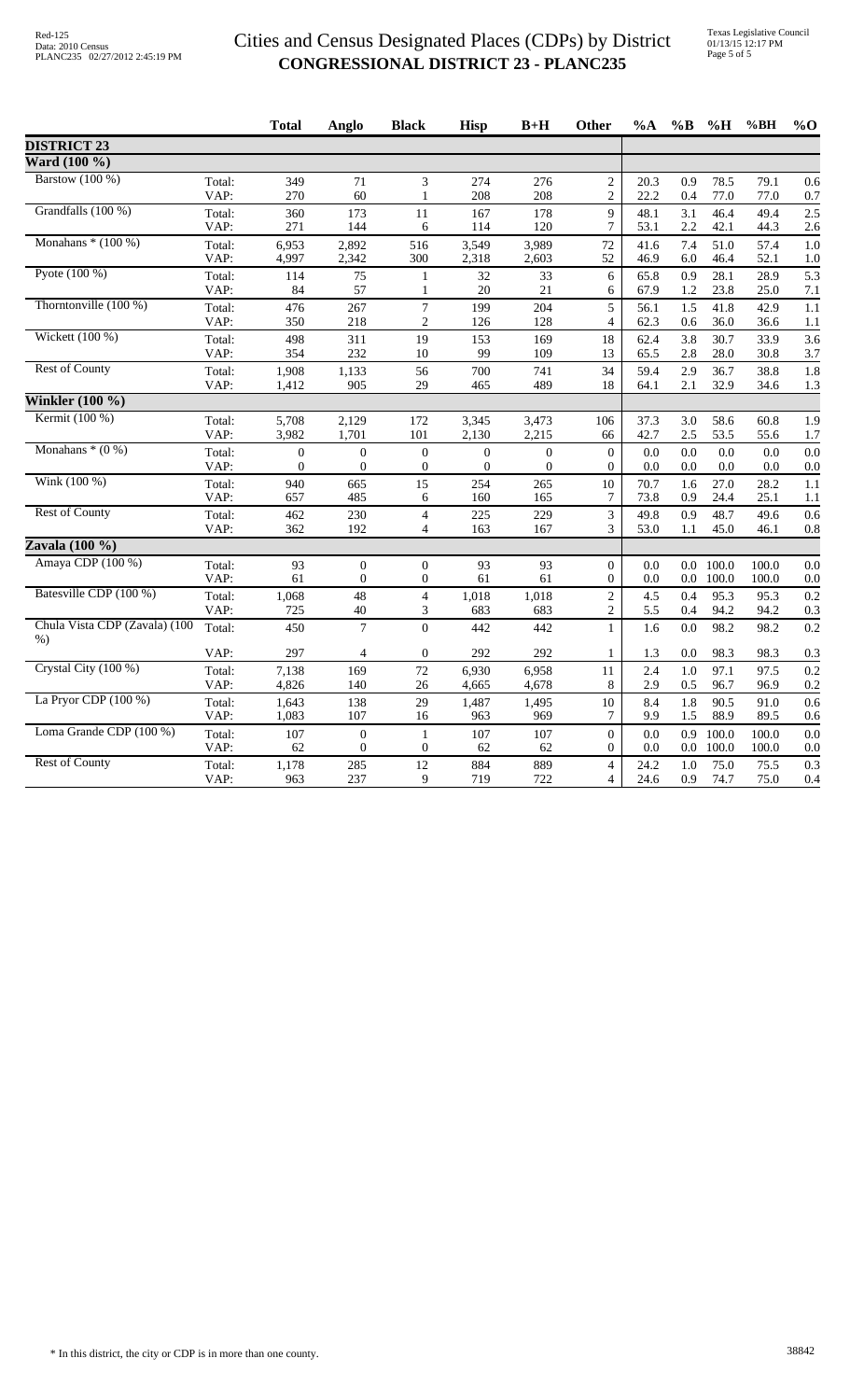# Cities and Census Designated Places (CDPs) by District
## CONGRESSIONAL DISTRICT 23 - PLANC235

Red-125
Data: 2010 Census
PLANC235 02/27/2012 2:45:19 PM

Texas Legislative Council
01/13/15 12:17 PM

| | | Total | Anglo | Black | Hisp | B+H | Other | %A | %B | %H | %BH | %O |
|---|---|---|---|---|---|---|---|---|---|---|---|---|
| **DISTRICT 23** | | | | | | | | | | | | |
| **Ward (100 %)** | | | | | | | | | | | | |
| Barstow (100 %) | Total: | 349 | 71 | 3 | 274 | 276 | 2 | 20.3 | 0.9 | 78.5 | 79.1 | 0.6 |
| | VAP: | 270 | 60 | 1 | 208 | 208 | 2 | 22.2 | 0.4 | 77.0 | 77.0 | 0.7 |
| Grandfalls (100 %) | Total: | 360 | 173 | 11 | 167 | 178 | 9 | 48.1 | 3.1 | 46.4 | 49.4 | 2.5 |
| | VAP: | 271 | 144 | 6 | 114 | 120 | 7 | 53.1 | 2.2 | 42.1 | 44.3 | 2.6 |
| Monahans * (100 %) | Total: | 6,953 | 2,892 | 516 | 3,549 | 3,989 | 72 | 41.6 | 7.4 | 51.0 | 57.4 | 1.0 |
| | VAP: | 4,997 | 2,342 | 300 | 2,318 | 2,603 | 52 | 46.9 | 6.0 | 46.4 | 52.1 | 1.0 |
| Pyote (100 %) | Total: | 114 | 75 | 1 | 32 | 33 | 6 | 65.8 | 0.9 | 28.1 | 28.9 | 5.3 |
| | VAP: | 84 | 57 | 1 | 20 | 21 | 6 | 67.9 | 1.2 | 23.8 | 25.0 | 7.1 |
| Thorntonville (100 %) | Total: | 476 | 267 | 7 | 199 | 204 | 5 | 56.1 | 1.5 | 41.8 | 42.9 | 1.1 |
| | VAP: | 350 | 218 | 2 | 126 | 128 | 4 | 62.3 | 0.6 | 36.0 | 36.6 | 1.1 |
| Wickett (100 %) | Total: | 498 | 311 | 19 | 153 | 169 | 18 | 62.4 | 3.8 | 30.7 | 33.9 | 3.6 |
| | VAP: | 354 | 232 | 10 | 99 | 109 | 13 | 65.5 | 2.8 | 28.0 | 30.8 | 3.7 |
| Rest of County | Total: | 1,908 | 1,133 | 56 | 700 | 741 | 34 | 59.4 | 2.9 | 36.7 | 38.8 | 1.8 |
| | VAP: | 1,412 | 905 | 29 | 465 | 489 | 18 | 64.1 | 2.1 | 32.9 | 34.6 | 1.3 |
| **Winkler (100 %)** | | | | | | | | | | | | |
| Kermit (100 %) | Total: | 5,708 | 2,129 | 172 | 3,345 | 3,473 | 106 | 37.3 | 3.0 | 58.6 | 60.8 | 1.9 |
| | VAP: | 3,982 | 1,701 | 101 | 2,130 | 2,215 | 66 | 42.7 | 2.5 | 53.5 | 55.6 | 1.7 |
| Monahans * (0 %) | Total: | 0 | 0 | 0 | 0 | 0 | 0 | 0.0 | 0.0 | 0.0 | 0.0 | 0.0 |
| | VAP: | 0 | 0 | 0 | 0 | 0 | 0 | 0.0 | 0.0 | 0.0 | 0.0 | 0.0 |
| Wink (100 %) | Total: | 940 | 665 | 15 | 254 | 265 | 10 | 70.7 | 1.6 | 27.0 | 28.2 | 1.1 |
| | VAP: | 657 | 485 | 6 | 160 | 165 | 7 | 73.8 | 0.9 | 24.4 | 25.1 | 1.1 |
| Rest of County | Total: | 462 | 230 | 4 | 225 | 229 | 3 | 49.8 | 0.9 | 48.7 | 49.6 | 0.6 |
| | VAP: | 362 | 192 | 4 | 163 | 167 | 3 | 53.0 | 1.1 | 45.0 | 46.1 | 0.8 |
| **Zavala (100 %)** | | | | | | | | | | | | |
| Amaya CDP (100 %) | Total: | 93 | 0 | 0 | 93 | 93 | 0 | 0.0 | 0.0 | 100.0 | 100.0 | 0.0 |
| | VAP: | 61 | 0 | 0 | 61 | 61 | 0 | 0.0 | 0.0 | 100.0 | 100.0 | 0.0 |
| Batesville CDP (100 %) | Total: | 1,068 | 48 | 4 | 1,018 | 1,018 | 2 | 4.5 | 0.4 | 95.3 | 95.3 | 0.2 |
| | VAP: | 725 | 40 | 3 | 683 | 683 | 2 | 5.5 | 0.4 | 94.2 | 94.2 | 0.3 |
| Chula Vista CDP (Zavala) (100 %) | Total: | 450 | 7 | 0 | 442 | 442 | 1 | 1.6 | 0.0 | 98.2 | 98.2 | 0.2 |
| | VAP: | 297 | 4 | 0 | 292 | 292 | 1 | 1.3 | 0.0 | 98.3 | 98.3 | 0.3 |
| Crystal City (100 %) | Total: | 7,138 | 169 | 72 | 6,930 | 6,958 | 11 | 2.4 | 1.0 | 97.1 | 97.5 | 0.2 |
| | VAP: | 4,826 | 140 | 26 | 4,665 | 4,678 | 8 | 2.9 | 0.5 | 96.7 | 96.9 | 0.2 |
| La Pryor CDP (100 %) | Total: | 1,643 | 138 | 29 | 1,487 | 1,495 | 10 | 8.4 | 1.8 | 90.5 | 91.0 | 0.6 |
| | VAP: | 1,083 | 107 | 16 | 963 | 969 | 7 | 9.9 | 1.5 | 88.9 | 89.5 | 0.6 |
| Loma Grande CDP (100 %) | Total: | 107 | 0 | 1 | 107 | 107 | 0 | 0.0 | 0.9 | 100.0 | 100.0 | 0.0 |
| | VAP: | 62 | 0 | 0 | 62 | 62 | 0 | 0.0 | 0.0 | 100.0 | 100.0 | 0.0 |
| Rest of County | Total: | 1,178 | 285 | 12 | 884 | 889 | 4 | 24.2 | 1.0 | 75.0 | 75.5 | 0.3 |
| | VAP: | 963 | 237 | 9 | 719 | 722 | 4 | 24.6 | 0.9 | 74.7 | 75.0 | 0.4 |

\* In this district, the city or CDP is in more than one county.

38842